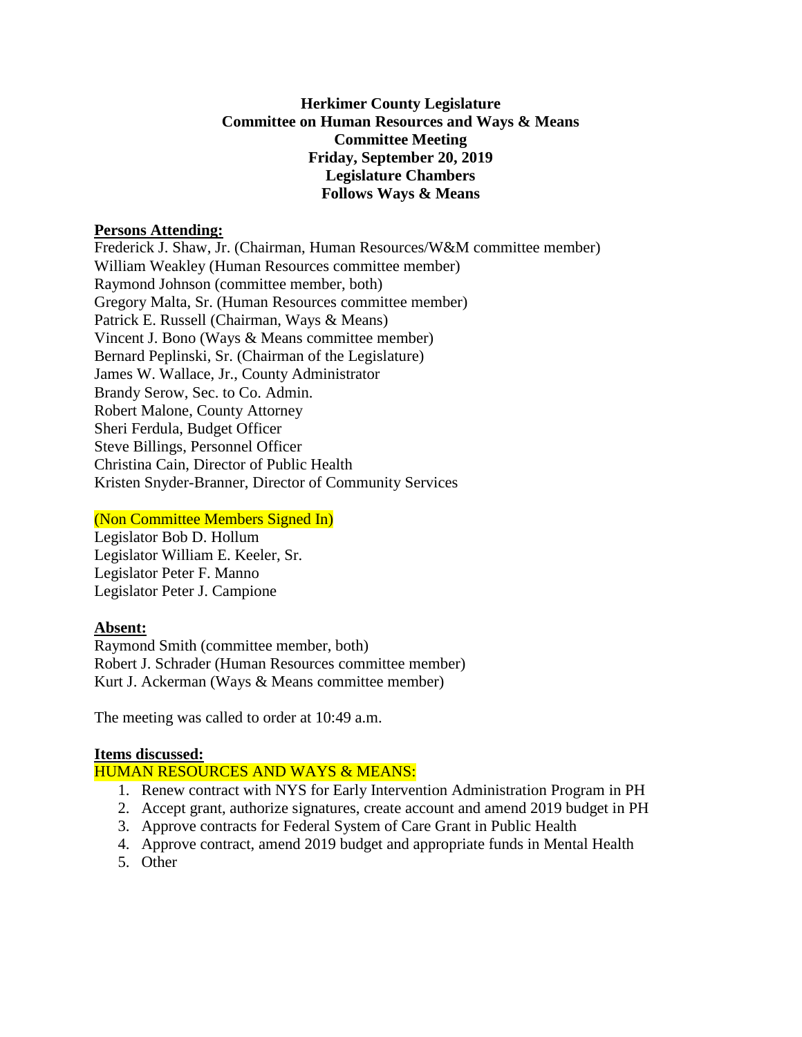**Herkimer County Legislature**
**Committee on Human Resources and Ways & Means**
**Committee Meeting**
**Friday, September 20, 2019**
**Legislature Chambers**
**Follows Ways & Means**

**Persons Attending:**

Frederick J. Shaw, Jr. (Chairman, Human Resources/W&M committee member)
William Weakley (Human Resources committee member)
Raymond Johnson (committee member, both)
Gregory Malta, Sr. (Human Resources committee member)
Patrick E. Russell (Chairman, Ways & Means)
Vincent J. Bono (Ways & Means committee member)
Bernard Peplinski, Sr. (Chairman of the Legislature)
James W. Wallace, Jr., County Administrator
Brandy Serow, Sec. to Co. Admin.
Robert Malone, County Attorney
Sheri Ferdula, Budget Officer
Steve Billings, Personnel Officer
Christina Cain, Director of Public Health
Kristen Snyder-Branner, Director of Community Services

(Non Committee Members Signed In)

Legislator Bob D. Hollum
Legislator William E. Keeler, Sr.
Legislator Peter F. Manno
Legislator Peter J. Campione

**Absent:**

Raymond Smith (committee member, both)
Robert J. Schrader (Human Resources committee member)
Kurt J. Ackerman (Ways & Means committee member)

The meeting was called to order at 10:49 a.m.

**Items discussed:**

HUMAN RESOURCES AND WAYS & MEANS:

1. Renew contract with NYS for Early Intervention Administration Program in PH
2. Accept grant, authorize signatures, create account and amend 2019 budget in PH
3. Approve contracts for Federal System of Care Grant in Public Health
4. Approve contract, amend 2019 budget and appropriate funds in Mental Health
5. Other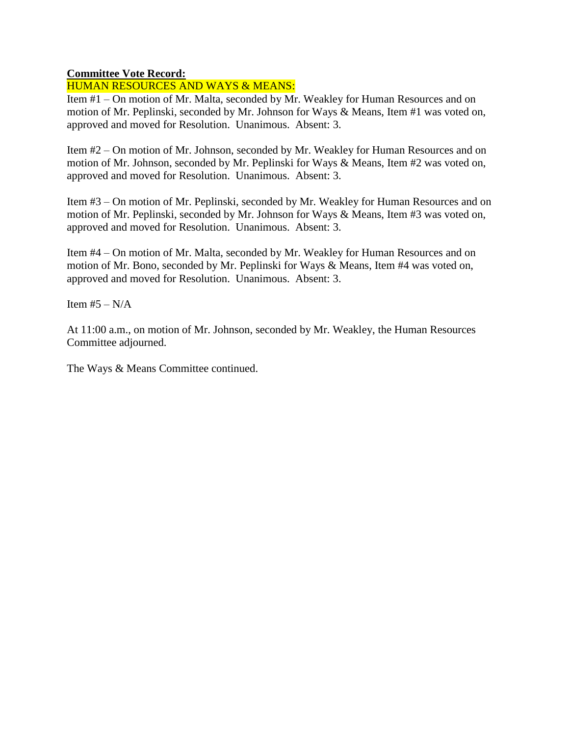**Committee Vote Record:**

HUMAN RESOURCES AND WAYS & MEANS:

Item #1 – On motion of Mr. Malta, seconded by Mr. Weakley for Human Resources and on motion of Mr. Peplinski, seconded by Mr. Johnson for Ways & Means, Item #1 was voted on, approved and moved for Resolution. Unanimous. Absent: 3.

Item #2 – On motion of Mr. Johnson, seconded by Mr. Weakley for Human Resources and on motion of Mr. Johnson, seconded by Mr. Peplinski for Ways & Means, Item #2 was voted on, approved and moved for Resolution. Unanimous. Absent: 3.

Item #3 – On motion of Mr. Peplinski, seconded by Mr. Weakley for Human Resources and on motion of Mr. Peplinski, seconded by Mr. Johnson for Ways & Means, Item #3 was voted on, approved and moved for Resolution. Unanimous. Absent: 3.

Item #4 – On motion of Mr. Malta, seconded by Mr. Weakley for Human Resources and on motion of Mr. Bono, seconded by Mr. Peplinski for Ways & Means, Item #4 was voted on, approved and moved for Resolution. Unanimous. Absent: 3.

Item #5 – N/A

At 11:00 a.m., on motion of Mr. Johnson, seconded by Mr. Weakley, the Human Resources Committee adjourned.

The Ways & Means Committee continued.